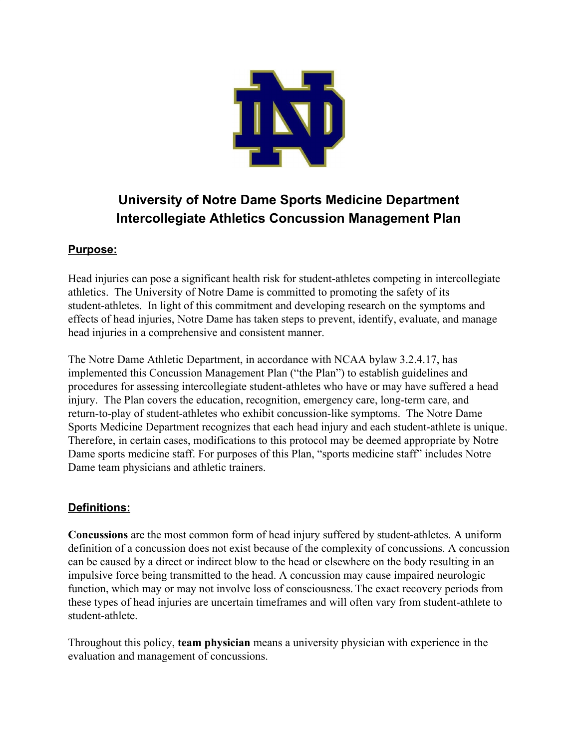# University of Notre Dame Sports Medicine Department Intercollegiate Athletics Concussion Management Plan

## Purpose:

Head injuries can pose a significant health risk for student-athletes competing in intercollegiate athletics. The University of Notre Dame is committed to promoting the safety of its student-athletes. In light of this commitment and developing research on the symptoms and effects of head injuries, Notre Dame has taken steps to prevent, identify, evaluate, and manage head injuries in a comprehensive and consistent manner.

The Notre Dame Athletic Department, in accordance with NCAA bylaw 3.2.4.17, has implemented this Concussion Management Plan ("the Plan") to establish guidelines and procedures for assessing intercollegiate student-athletes who have or may have suffered a head injury. The Plan covers the education, recognition, emergency care, long-term care, and return-to-play of student-athletes who exhibit concussion-like symptoms. The Notre Dame Sports Medicine Department recognizes that each head injury and each student-athlete is unique. Therefore, in certain cases, modifications to this protocol may be deemed appropriate by Notre Dame sports medicine staff. For purposes of this Plan, "sports medicine staff" includes Notre Dame team physicians and athletic trainers.

## Definitions:

**Concussions** are the most common form of head injury suffered by student-athletes. A uniform definition of a concussion does not exist because of the complexity of concussions. A concussion can be caused by a direct or indirect blow to the head or elsewhere on the body resulting in an impulsive force being transmitted to the head. A concussion may cause impaired neurologic function, which may or may not involve loss of consciousness. The exact recovery periods from these types of head injuries are uncertain timeframes and will often vary from student-athlete to student-athlete.

Throughout this policy, **team physician** means a university physician with experience in the evaluation and management of concussions.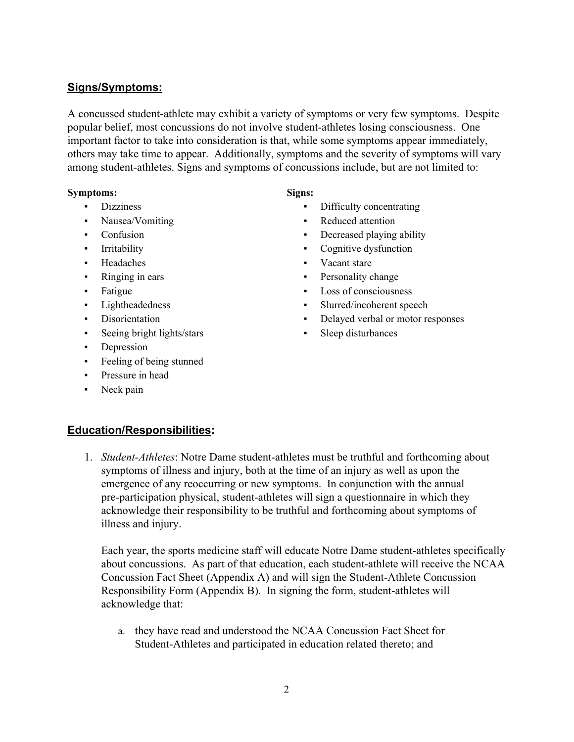## Signs/Symptoms:

A concussed student-athlete may exhibit a variety of symptoms or very few symptoms. Despite popular belief, most concussions do not involve student-athletes losing consciousness. One important factor to take into consideration is that, while some symptoms appear immediately, others may take time to appear. Additionally, symptoms and the severity of symptoms will vary among student-athletes. Signs and symptoms of concussions include, but are not limited to:

**Symptoms:**

- Dizziness
- Nausea/Vomiting
- Confusion
- Irritability
- Headaches
- Ringing in ears
- Fatigue
- Lightheadedness
- Disorientation
- Seeing bright lights/stars
- Depression
- Feeling of being stunned
- Pressure in head
- Neck pain

**Signs:**

- Difficulty concentrating
- Reduced attention
- Decreased playing ability
- Cognitive dysfunction
- Vacant stare
- Personality change
- Loss of consciousness
- Slurred/incoherent speech
- Delayed verbal or motor responses
- Sleep disturbances

## Education/Responsibilities:

1. *Student-Athletes*: Notre Dame student-athletes must be truthful and forthcoming about symptoms of illness and injury, both at the time of an injury as well as upon the emergence of any reoccurring or new symptoms. In conjunction with the annual pre-participation physical, student-athletes will sign a questionnaire in which they acknowledge their responsibility to be truthful and forthcoming about symptoms of illness and injury.

   Each year, the sports medicine staff will educate Notre Dame student-athletes specifically about concussions. As part of that education, each student-athlete will receive the NCAA Concussion Fact Sheet (Appendix A) and will sign the Student-Athlete Concussion Responsibility Form (Appendix B). In signing the form, student-athletes will acknowledge that:

   a. they have read and understood the NCAA Concussion Fact Sheet for Student-Athletes and participated in education related thereto; and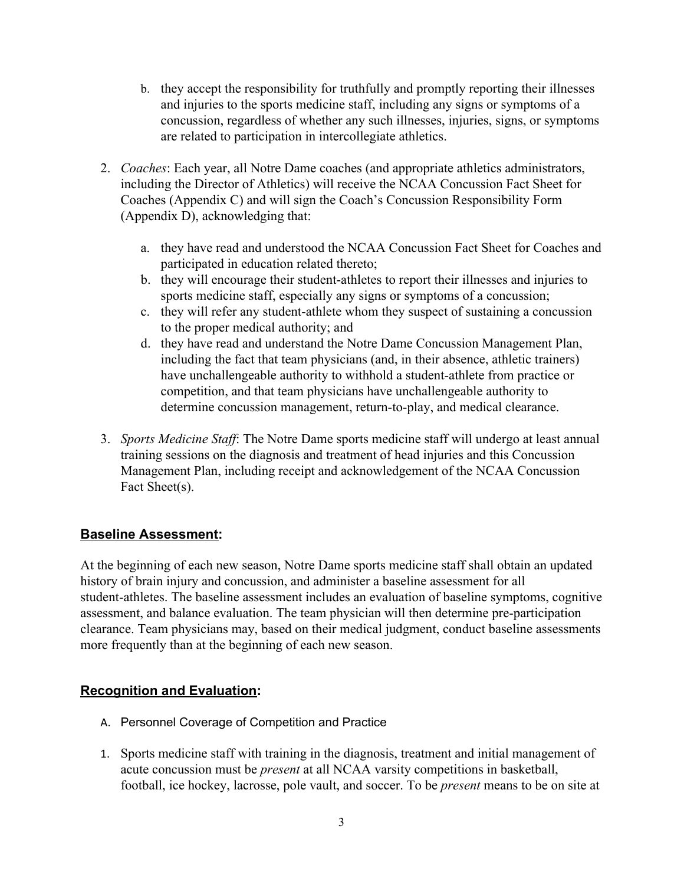b. they accept the responsibility for truthfully and promptly reporting their illnesses and injuries to the sports medicine staff, including any signs or symptoms of a concussion, regardless of whether any such illnesses, injuries, signs, or symptoms are related to participation in intercollegiate athletics.

2. *Coaches*: Each year, all Notre Dame coaches (and appropriate athletics administrators, including the Director of Athletics) will receive the NCAA Concussion Fact Sheet for Coaches (Appendix C) and will sign the Coach's Concussion Responsibility Form (Appendix D), acknowledging that:

   a. they have read and understood the NCAA Concussion Fact Sheet for Coaches and participated in education related thereto;
   b. they will encourage their student-athletes to report their illnesses and injuries to sports medicine staff, especially any signs or symptoms of a concussion;
   c. they will refer any student-athlete whom they suspect of sustaining a concussion to the proper medical authority; and
   d. they have read and understand the Notre Dame Concussion Management Plan, including the fact that team physicians (and, in their absence, athletic trainers) have unchallengeable authority to withhold a student-athlete from practice or competition, and that team physicians have unchallengeable authority to determine concussion management, return-to-play, and medical clearance.

3. *Sports Medicine Staff*: The Notre Dame sports medicine staff will undergo at least annual training sessions on the diagnosis and treatment of head injuries and this Concussion Management Plan, including receipt and acknowledgement of the NCAA Concussion Fact Sheet(s).

## **Baseline Assessment:**

At the beginning of each new season, Notre Dame sports medicine staff shall obtain an updated history of brain injury and concussion, and administer a baseline assessment for all student-athletes. The baseline assessment includes an evaluation of baseline symptoms, cognitive assessment, and balance evaluation. The team physician will then determine pre-participation clearance. Team physicians may, based on their medical judgment, conduct baseline assessments more frequently than at the beginning of each new season.

## **Recognition and Evaluation:**

A. Personnel Coverage of Competition and Practice

1. Sports medicine staff with training in the diagnosis, treatment and initial management of acute concussion must be *present* at all NCAA varsity competitions in basketball, football, ice hockey, lacrosse, pole vault, and soccer. To be *present* means to be on site at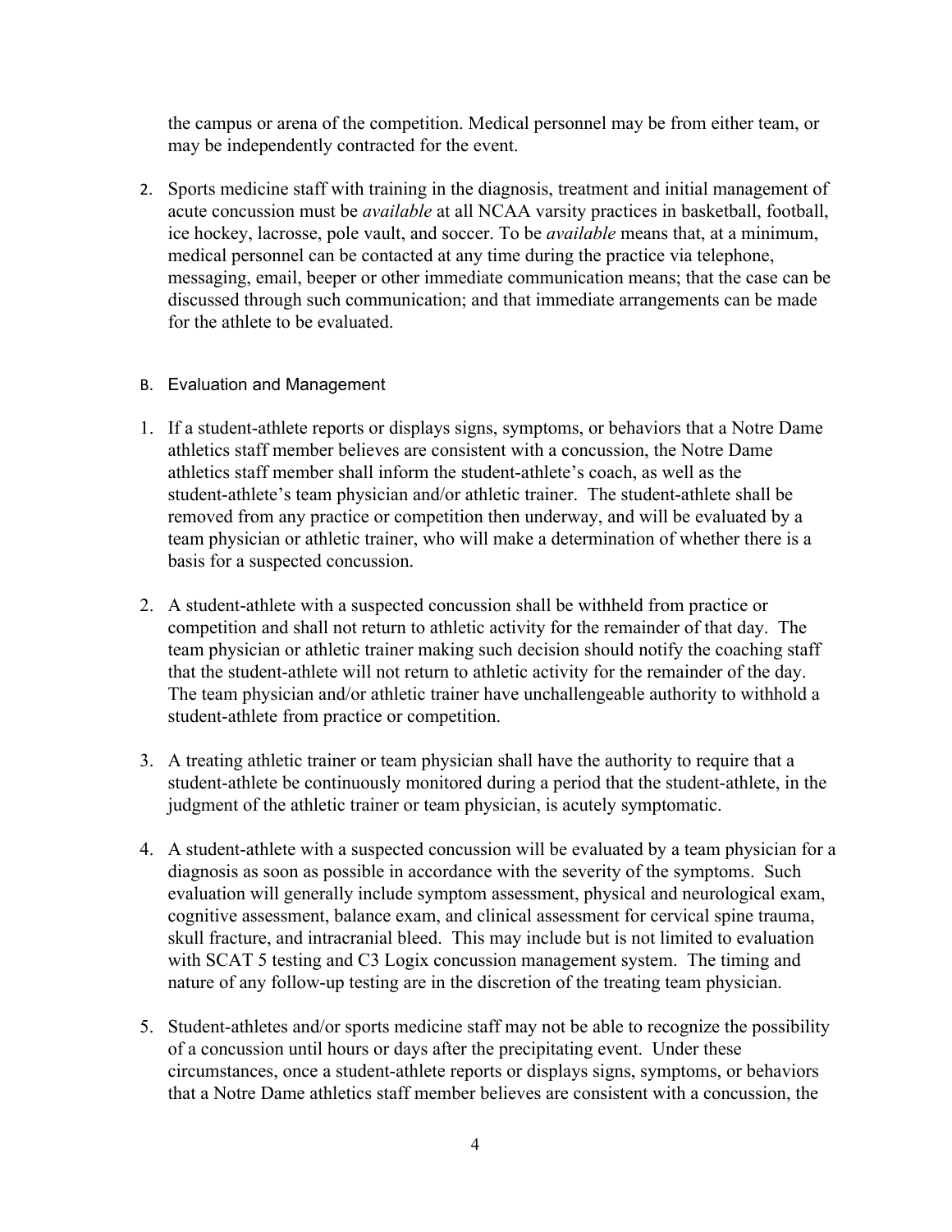the campus or arena of the competition. Medical personnel may be from either team, or may be independently contracted for the event.

2. Sports medicine staff with training in the diagnosis, treatment and initial management of acute concussion must be *available* at all NCAA varsity practices in basketball, football, ice hockey, lacrosse, pole vault, and soccer. To be *available* means that, at a minimum, medical personnel can be contacted at any time during the practice via telephone, messaging, email, beeper or other immediate communication means; that the case can be discussed through such communication; and that immediate arrangements can be made for the athlete to be evaluated.

### B. Evaluation and Management

1. If a student-athlete reports or displays signs, symptoms, or behaviors that a Notre Dame athletics staff member believes are consistent with a concussion, the Notre Dame athletics staff member shall inform the student-athlete's coach, as well as the student-athlete's team physician and/or athletic trainer. The student-athlete shall be removed from any practice or competition then underway, and will be evaluated by a team physician or athletic trainer, who will make a determination of whether there is a basis for a suspected concussion.

2. A student-athlete with a suspected concussion shall be withheld from practice or competition and shall not return to athletic activity for the remainder of that day. The team physician or athletic trainer making such decision should notify the coaching staff that the student-athlete will not return to athletic activity for the remainder of the day. The team physician and/or athletic trainer have unchallengeable authority to withhold a student-athlete from practice or competition.

3. A treating athletic trainer or team physician shall have the authority to require that a student-athlete be continuously monitored during a period that the student-athlete, in the judgment of the athletic trainer or team physician, is acutely symptomatic.

4. A student-athlete with a suspected concussion will be evaluated by a team physician for a diagnosis as soon as possible in accordance with the severity of the symptoms. Such evaluation will generally include symptom assessment, physical and neurological exam, cognitive assessment, balance exam, and clinical assessment for cervical spine trauma, skull fracture, and intracranial bleed. This may include but is not limited to evaluation with SCAT 5 testing and C3 Logix concussion management system. The timing and nature of any follow-up testing are in the discretion of the treating team physician.

5. Student-athletes and/or sports medicine staff may not be able to recognize the possibility of a concussion until hours or days after the precipitating event. Under these circumstances, once a student-athlete reports or displays signs, symptoms, or behaviors that a Notre Dame athletics staff member believes are consistent with a concussion, the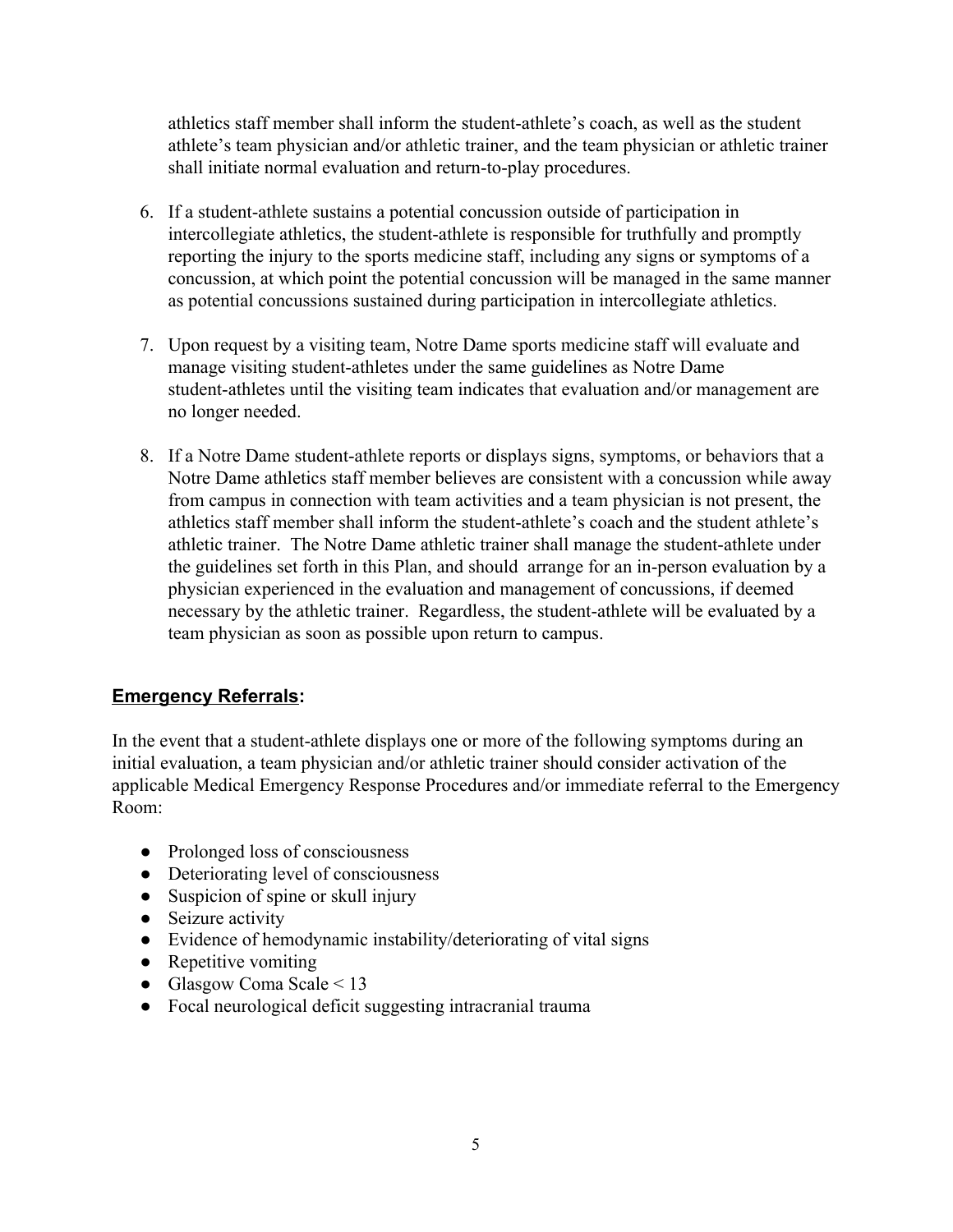athletics staff member shall inform the student-athlete's coach, as well as the student athlete's team physician and/or athletic trainer, and the team physician or athletic trainer shall initiate normal evaluation and return-to-play procedures.

6. If a student-athlete sustains a potential concussion outside of participation in intercollegiate athletics, the student-athlete is responsible for truthfully and promptly reporting the injury to the sports medicine staff, including any signs or symptoms of a concussion, at which point the potential concussion will be managed in the same manner as potential concussions sustained during participation in intercollegiate athletics.

7. Upon request by a visiting team, Notre Dame sports medicine staff will evaluate and manage visiting student-athletes under the same guidelines as Notre Dame student-athletes until the visiting team indicates that evaluation and/or management are no longer needed.

8. If a Notre Dame student-athlete reports or displays signs, symptoms, or behaviors that a Notre Dame athletics staff member believes are consistent with a concussion while away from campus in connection with team activities and a team physician is not present, the athletics staff member shall inform the student-athlete's coach and the student athlete's athletic trainer. The Notre Dame athletic trainer shall manage the student-athlete under the guidelines set forth in this Plan, and should arrange for an in-person evaluation by a physician experienced in the evaluation and management of concussions, if deemed necessary by the athletic trainer. Regardless, the student-athlete will be evaluated by a team physician as soon as possible upon return to campus.

## **Emergency Referrals:**

In the event that a student-athlete displays one or more of the following symptoms during an initial evaluation, a team physician and/or athletic trainer should consider activation of the applicable Medical Emergency Response Procedures and/or immediate referral to the Emergency Room:

- Prolonged loss of consciousness
- Deteriorating level of consciousness
- Suspicion of spine or skull injury
- Seizure activity
- Evidence of hemodynamic instability/deteriorating of vital signs
- Repetitive vomiting
- Glasgow Coma Scale < 13
- Focal neurological deficit suggesting intracranial trauma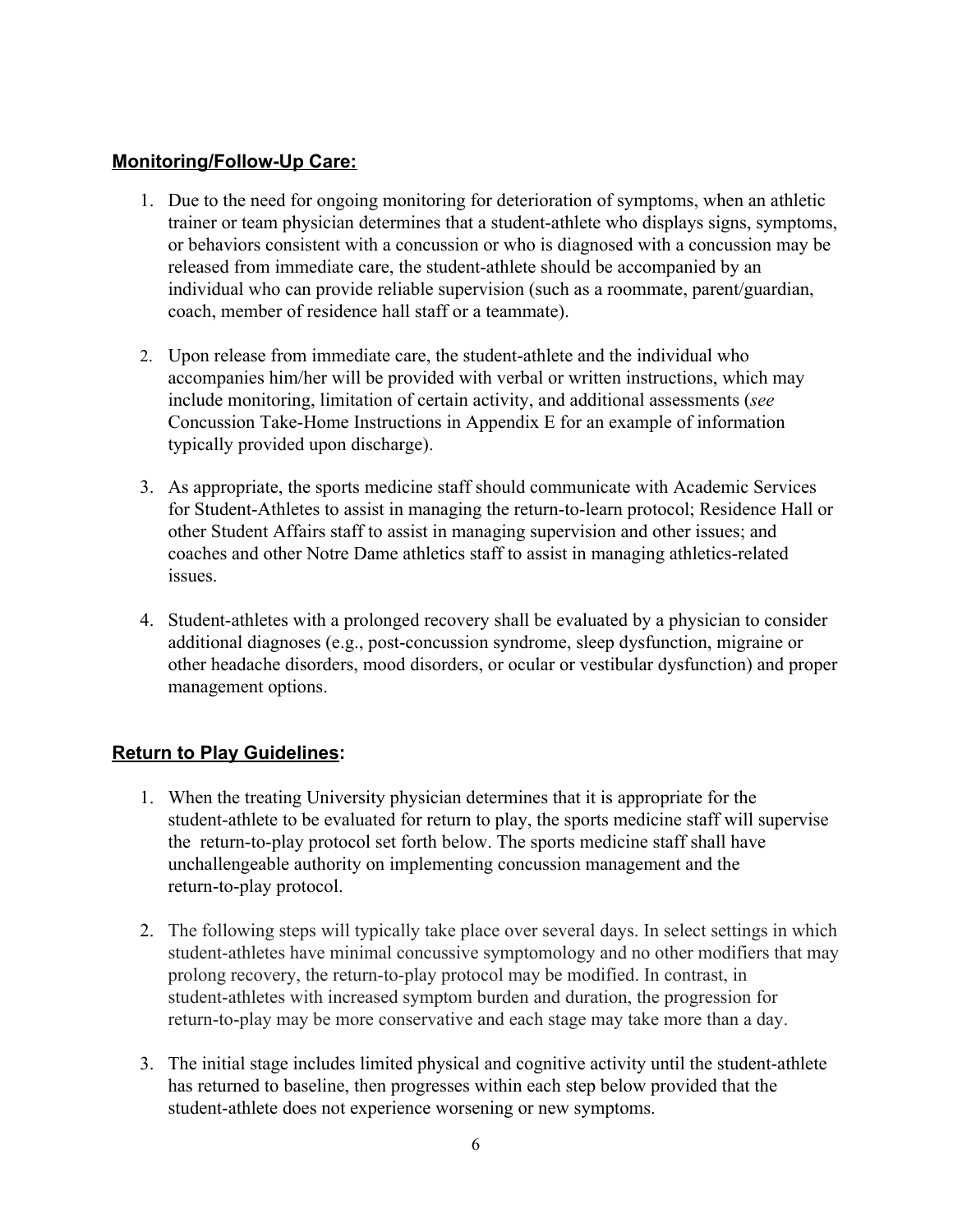**Monitoring/Follow-Up Care:**

1. Due to the need for ongoing monitoring for deterioration of symptoms, when an athletic trainer or team physician determines that a student-athlete who displays signs, symptoms, or behaviors consistent with a concussion or who is diagnosed with a concussion may be released from immediate care, the student-athlete should be accompanied by an individual who can provide reliable supervision (such as a roommate, parent/guardian, coach, member of residence hall staff or a teammate).

2. Upon release from immediate care, the student-athlete and the individual who accompanies him/her will be provided with verbal or written instructions, which may include monitoring, limitation of certain activity, and additional assessments (*see* Concussion Take-Home Instructions in Appendix E for an example of information typically provided upon discharge).

3. As appropriate, the sports medicine staff should communicate with Academic Services for Student-Athletes to assist in managing the return-to-learn protocol; Residence Hall or other Student Affairs staff to assist in managing supervision and other issues; and coaches and other Notre Dame athletics staff to assist in managing athletics-related issues.

4. Student-athletes with a prolonged recovery shall be evaluated by a physician to consider additional diagnoses (e.g., post-concussion syndrome, sleep dysfunction, migraine or other headache disorders, mood disorders, or ocular or vestibular dysfunction) and proper management options.

**Return to Play Guidelines:**

1. When the treating University physician determines that it is appropriate for the student-athlete to be evaluated for return to play, the sports medicine staff will supervise the return-to-play protocol set forth below. The sports medicine staff shall have unchallengeable authority on implementing concussion management and the return-to-play protocol.

2. The following steps will typically take place over several days. In select settings in which student-athletes have minimal concussive symptomology and no other modifiers that may prolong recovery, the return-to-play protocol may be modified. In contrast, in student-athletes with increased symptom burden and duration, the progression for return-to-play may be more conservative and each stage may take more than a day.

3. The initial stage includes limited physical and cognitive activity until the student-athlete has returned to baseline, then progresses within each step below provided that the student-athlete does not experience worsening or new symptoms.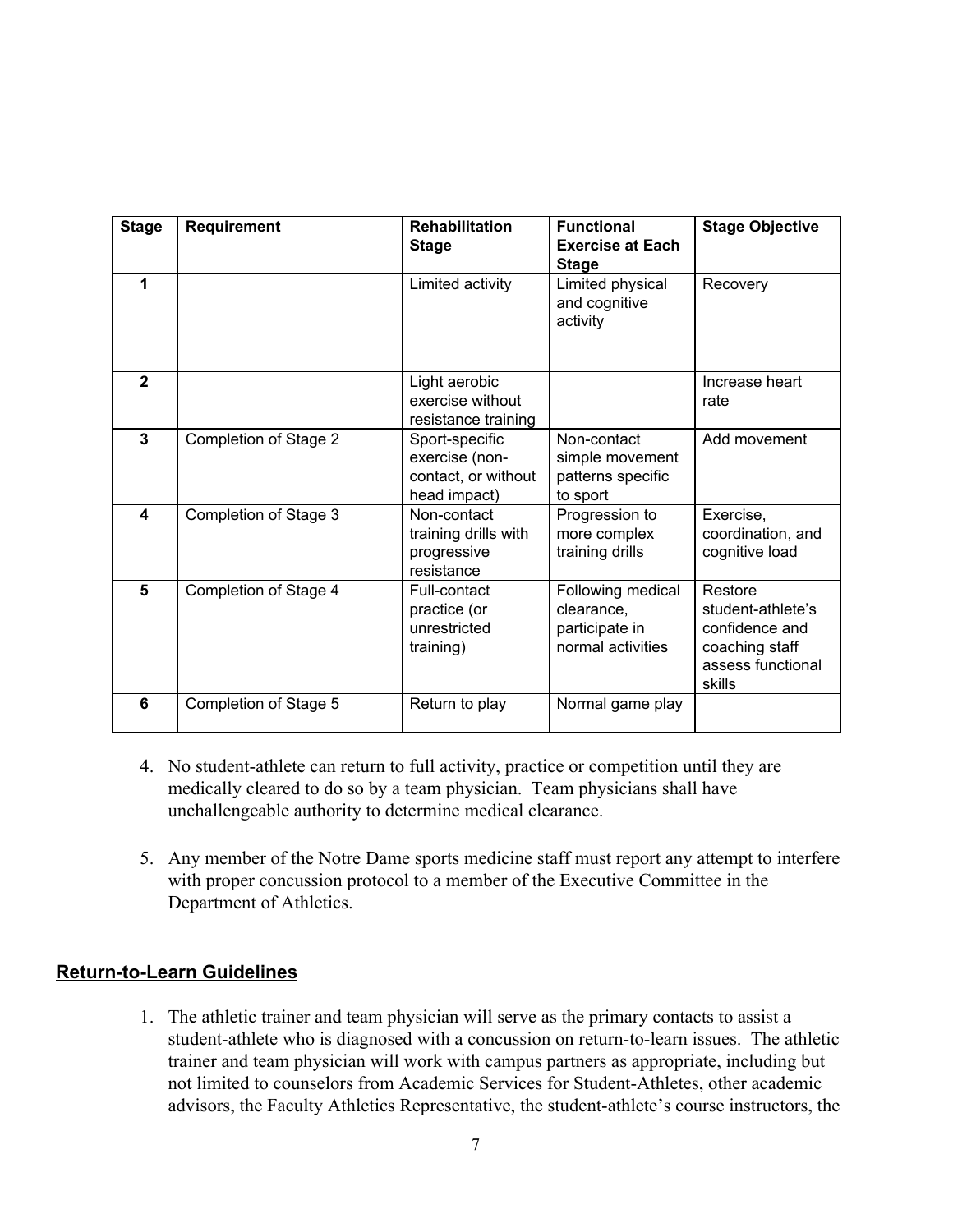| Stage | Requirement | Rehabilitation Stage | Functional Exercise at Each Stage | Stage Objective |
|---|---|---|---|---|
| 1 | | Limited activity | Limited physical and cognitive activity | Recovery |
| 2 | | Light aerobic exercise without resistance training | | Increase heart rate |
| 3 | Completion of Stage 2 | Sport-specific exercise (non-contact, or without head impact) | Non-contact simple movement patterns specific to sport | Add movement |
| 4 | Completion of Stage 3 | Non-contact training drills with progressive resistance | Progression to more complex training drills | Exercise, coordination, and cognitive load |
| 5 | Completion of Stage 4 | Full-contact practice (or unrestricted training) | Following medical clearance, participate in normal activities | Restore student-athlete's confidence and coaching staff assess functional skills |
| 6 | Completion of Stage 5 | Return to play | Normal game play | |

4. No student-athlete can return to full activity, practice or competition until they are medically cleared to do so by a team physician. Team physicians shall have unchallengeable authority to determine medical clearance.

5. Any member of the Notre Dame sports medicine staff must report any attempt to interfere with proper concussion protocol to a member of the Executive Committee in the Department of Athletics.

## Return-to-Learn Guidelines

1. The athletic trainer and team physician will serve as the primary contacts to assist a student-athlete who is diagnosed with a concussion on return-to-learn issues. The athletic trainer and team physician will work with campus partners as appropriate, including but not limited to counselors from Academic Services for Student-Athletes, other academic advisors, the Faculty Athletics Representative, the student-athlete's course instructors, the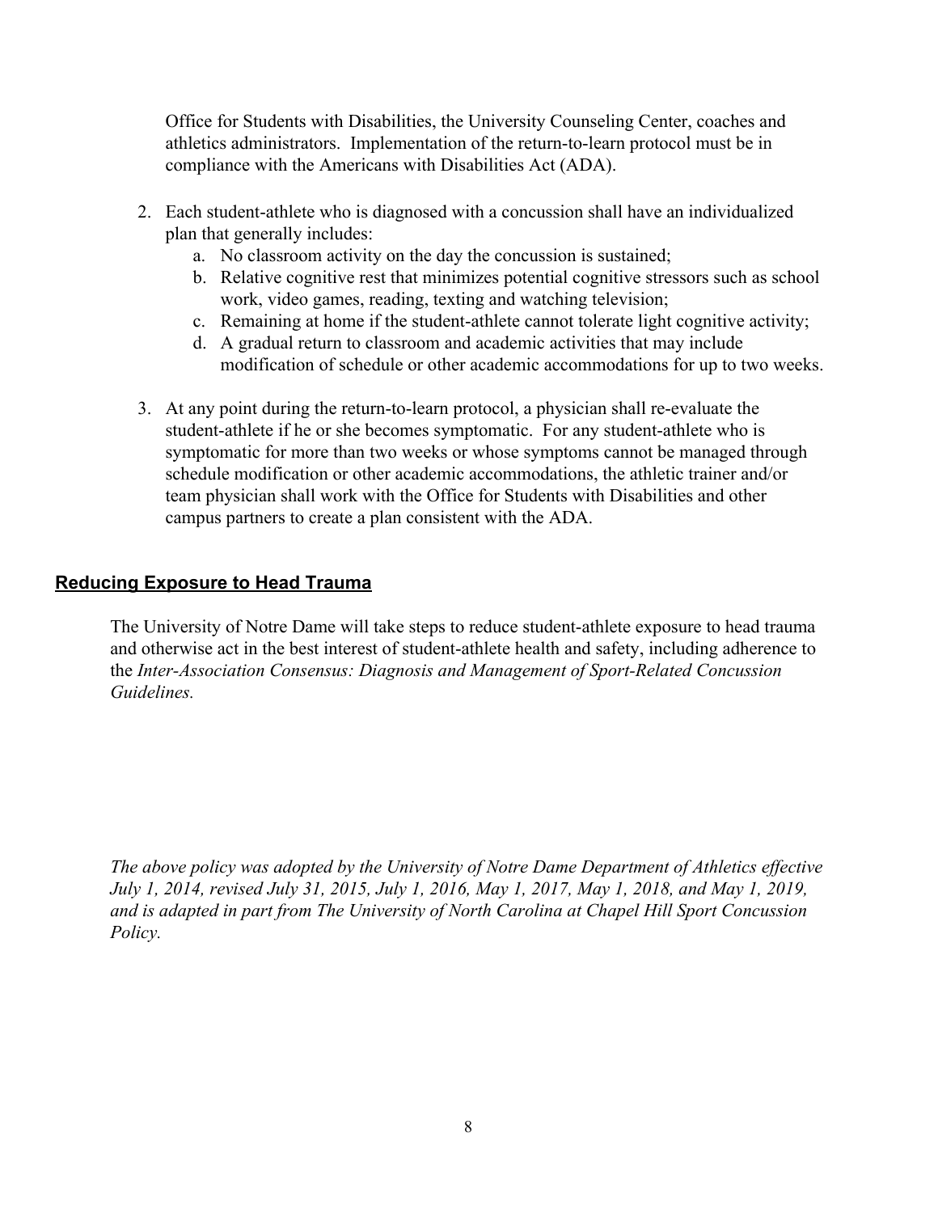Office for Students with Disabilities, the University Counseling Center, coaches and athletics administrators. Implementation of the return-to-learn protocol must be in compliance with the Americans with Disabilities Act (ADA).

2. Each student-athlete who is diagnosed with a concussion shall have an individualized plan that generally includes:
   a. No classroom activity on the day the concussion is sustained;
   b. Relative cognitive rest that minimizes potential cognitive stressors such as school work, video games, reading, texting and watching television;
   c. Remaining at home if the student-athlete cannot tolerate light cognitive activity;
   d. A gradual return to classroom and academic activities that may include modification of schedule or other academic accommodations for up to two weeks.

3. At any point during the return-to-learn protocol, a physician shall re-evaluate the student-athlete if he or she becomes symptomatic. For any student-athlete who is symptomatic for more than two weeks or whose symptoms cannot be managed through schedule modification or other academic accommodations, the athletic trainer and/or team physician shall work with the Office for Students with Disabilities and other campus partners to create a plan consistent with the ADA.

## Reducing Exposure to Head Trauma

The University of Notre Dame will take steps to reduce student-athlete exposure to head trauma and otherwise act in the best interest of student-athlete health and safety, including adherence to the *Inter-Association Consensus: Diagnosis and Management of Sport-Related Concussion Guidelines.*

*The above policy was adopted by the University of Notre Dame Department of Athletics effective July 1, 2014, revised July 31, 2015, July 1, 2016, May 1, 2017, May 1, 2018, and May 1, 2019, and is adapted in part from The University of North Carolina at Chapel Hill Sport Concussion Policy.*